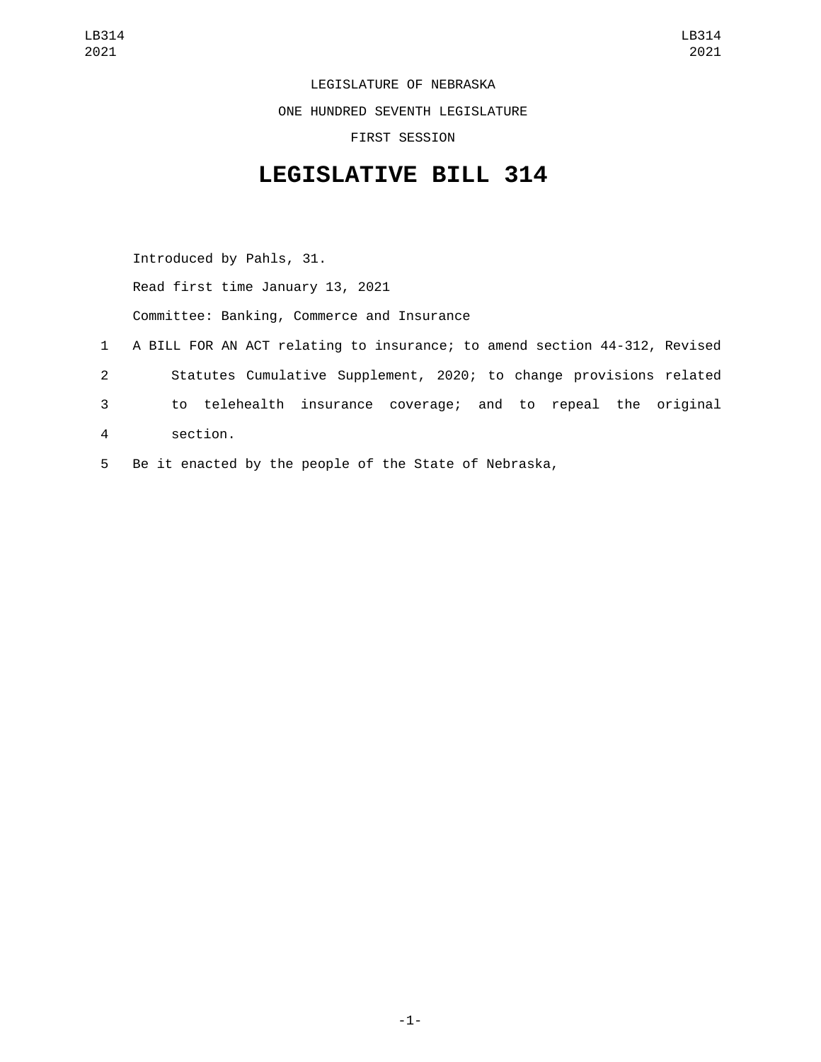LEGISLATURE OF NEBRASKA

ONE HUNDRED SEVENTH LEGISLATURE

FIRST SESSION

# LEGISLATIVE BILL 314

Introduced by Pahls, 31.

Read first time January 13, 2021

Committee: Banking, Commerce and Insurance

1 A BILL FOR AN ACT relating to insurance; to amend section 44-312, Revised
2 Statutes Cumulative Supplement, 2020; to change provisions related
3 to telehealth insurance coverage; and to repeal the original
4 section.

5 Be it enacted by the people of the State of Nebraska,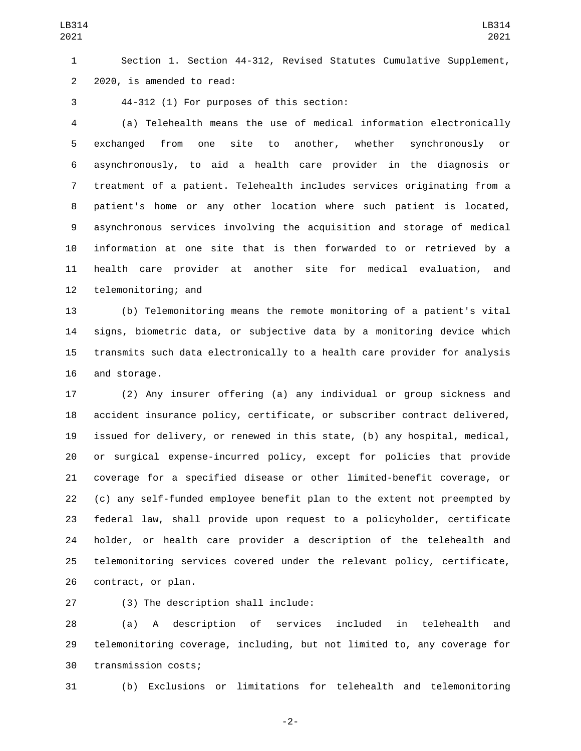Section 1. Section 44-312, Revised Statutes Cumulative Supplement, 2020, is amended to read:

44-312 (1) For purposes of this section:

(a) Telehealth means the use of medical information electronically exchanged from one site to another, whether synchronously or asynchronously, to aid a health care provider in the diagnosis or treatment of a patient. Telehealth includes services originating from a patient's home or any other location where such patient is located, asynchronous services involving the acquisition and storage of medical information at one site that is then forwarded to or retrieved by a health care provider at another site for medical evaluation, and telemonitoring; and

(b) Telemonitoring means the remote monitoring of a patient's vital signs, biometric data, or subjective data by a monitoring device which transmits such data electronically to a health care provider for analysis and storage.

(2) Any insurer offering (a) any individual or group sickness and accident insurance policy, certificate, or subscriber contract delivered, issued for delivery, or renewed in this state, (b) any hospital, medical, or surgical expense-incurred policy, except for policies that provide coverage for a specified disease or other limited-benefit coverage, or (c) any self-funded employee benefit plan to the extent not preempted by federal law, shall provide upon request to a policyholder, certificate holder, or health care provider a description of the telehealth and telemonitoring services covered under the relevant policy, certificate, contract, or plan.

(3) The description shall include:

(a) A description of services included in telehealth and telemonitoring coverage, including, but not limited to, any coverage for transmission costs;

(b) Exclusions or limitations for telehealth and telemonitoring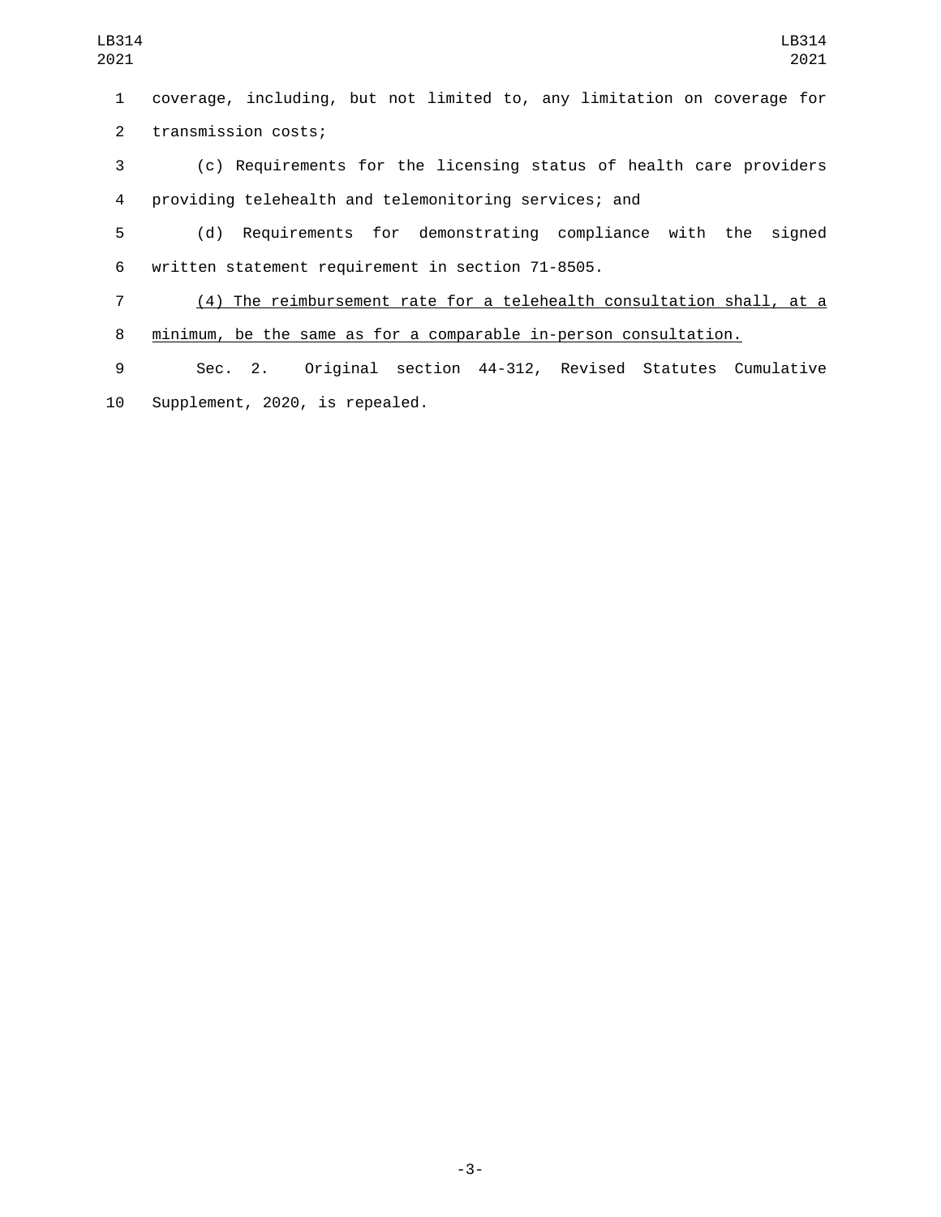coverage, including, but not limited to, any limitation on coverage for transmission costs;

(c) Requirements for the licensing status of health care providers providing telehealth and telemonitoring services; and

(d) Requirements for demonstrating compliance with the signed written statement requirement in section 71-8505.

(4) The reimbursement rate for a telehealth consultation shall, at a minimum, be the same as for a comparable in-person consultation.

Sec. 2. Original section 44-312, Revised Statutes Cumulative Supplement, 2020, is repealed.